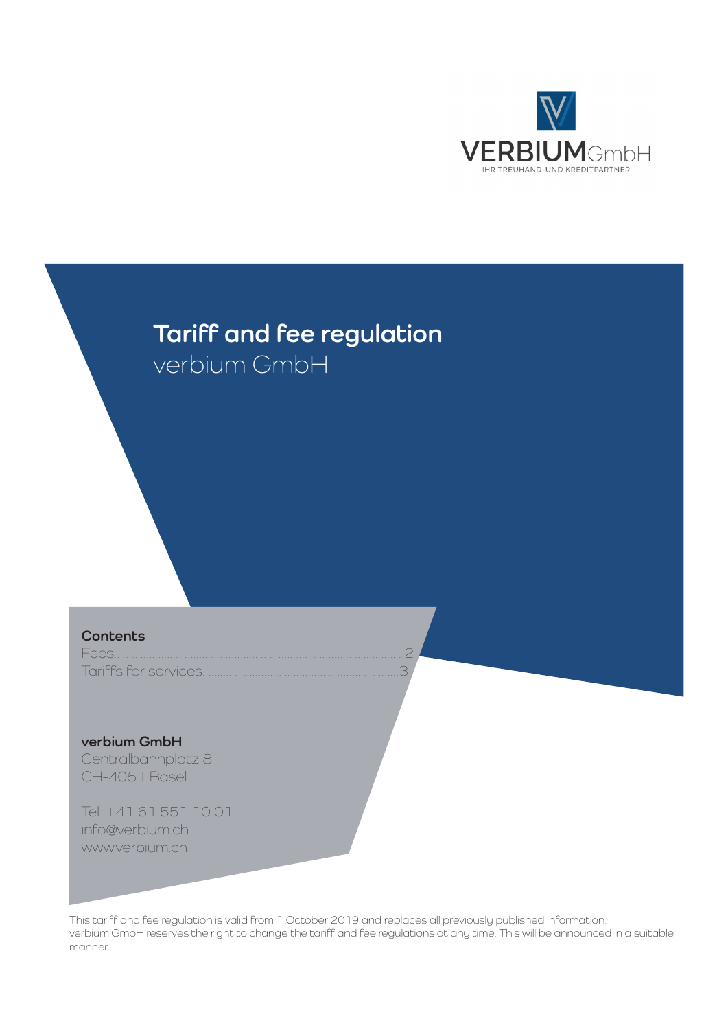VERBIUMGmbH
IHR TREUHAND-UND KREDITPARTNER

# Tariff and fee regulation

verbium GmbH

**Contents**

Fees........................................................................................2
Tariffs for services...................................................................3

**verbium GmbH**
Centralbahnplatz 8
CH-4051 Basel

Tel. +41 61 551 10 01
info@verbium.ch
www.verbium.ch

This tariff and fee regulation is valid from 1 October 2019 and replaces all previously published information.
verbium GmbH reserves the right to change the tariff and fee regulations at any time. This will be announced in a suitable manner.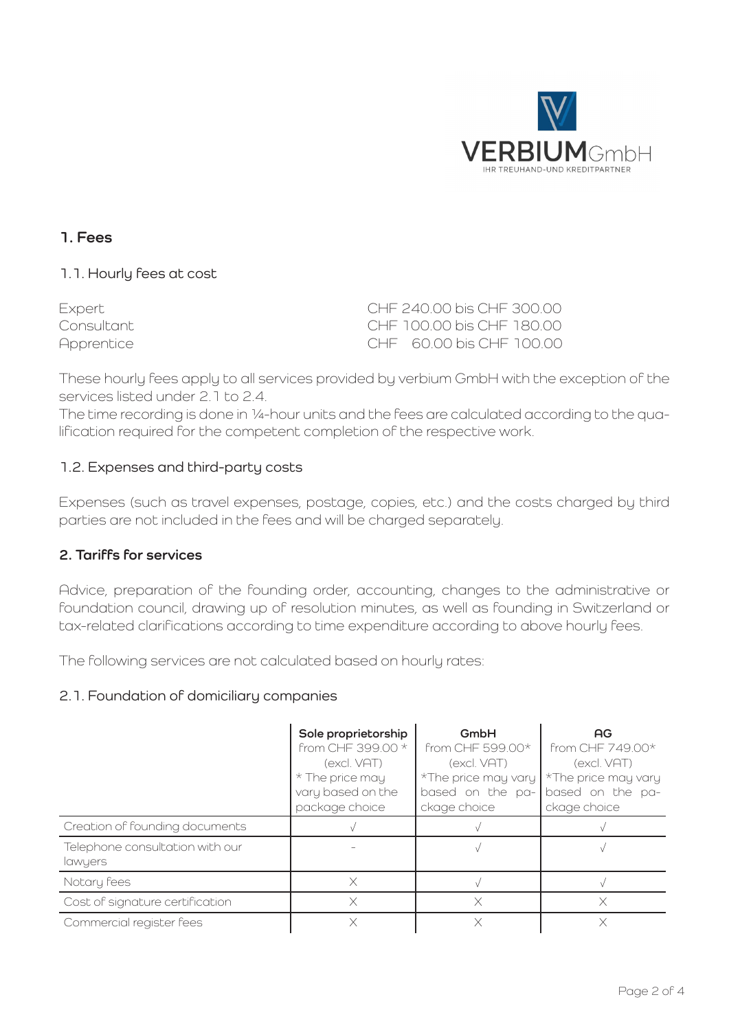## 1. Fees

### 1.1. Hourly fees at cost

| | |
|---|---|
| Expert | CHF 240.00 bis CHF 300.00 |
| Consultant | CHF 100.00 bis CHF 180.00 |
| Apprentice | CHF 60.00 bis CHF 100.00 |

These hourly fees apply to all services provided by verbium GmbH with the exception of the services listed under 2.1 to 2.4.
The time recording is done in ¼-hour units and the fees are calculated according to the qualification required for the competent completion of the respective work.

### 1.2. Expenses and third-party costs

Expenses (such as travel expenses, postage, copies, etc.) and the costs charged by third parties are not included in the fees and will be charged separately.

## 2. Tariffs for services

Advice, preparation of the founding order, accounting, changes to the administrative or foundation council, drawing up of resolution minutes, as well as founding in Switzerland or tax-related clarifications according to time expenditure according to above hourly fees.

The following services are not calculated based on hourly rates:

### 2.1. Foundation of domiciliary companies

| | **Sole proprietorship** from CHF 399.00 * (excl. VAT) * The price may vary based on the package choice | **GmbH** from CHF 599.00* (excl. VAT) *The price may vary based on the package choice | **AG** from CHF 749.00* (excl. VAT) *The price may vary based on the package choice |
|---|---|---|---|
| Creation of founding documents | √ | √ | √ |
| Telephone consultation with our lawyers | - | √ | √ |
| Notary fees | X | √ | √ |
| Cost of signature certification | X | X | X |
| Commercial register fees | X | X | X |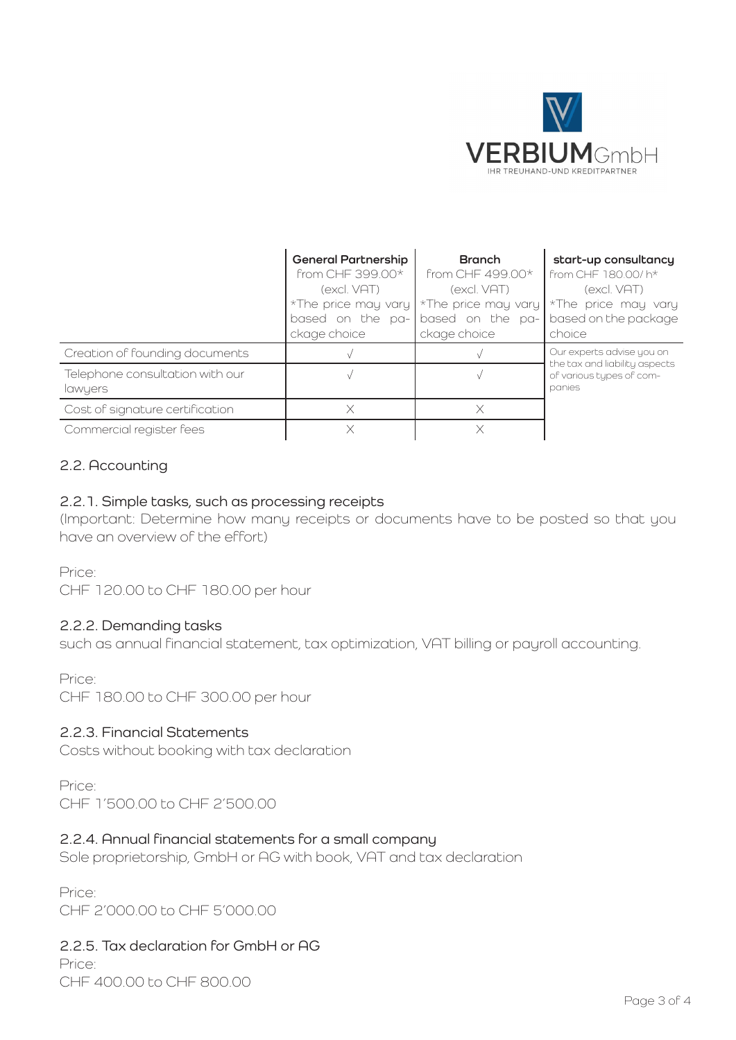VERBIUM GmbH
IHR TREUHAND-UND KREDITPARTNER

| | **General Partnership** from CHF 399.00* (excl. VAT) *The price may vary based on the package choice | **Branch** from CHF 499.00* (excl. VAT) *The price may vary based on the package choice | **start-up consultancy** from CHF 180.00/ h* (excl. VAT) *The price may vary based on the package choice |
|---|---|---|---|
| Creation of founding documents | √ | √ | Our experts advise you on the tax and liability aspects of various types of companies |
| Telephone consultation with our lawyers | √ | √ | |
| Cost of signature certification | X | X | |
| Commercial register fees | X | X | |

## 2.2. Accounting

### 2.2.1. Simple tasks, such as processing receipts

(Important: Determine how many receipts or documents have to be posted so that you have an overview of the effort)

Price:
CHF 120.00 to CHF 180.00 per hour

### 2.2.2. Demanding tasks

such as annual financial statement, tax optimization, VAT billing or payroll accounting.

Price:
CHF 180.00 to CHF 300.00 per hour

### 2.2.3. Financial Statements

Costs without booking with tax declaration

Price:
CHF 1'500.00 to CHF 2'500.00

### 2.2.4. Annual financial statements for a small company

Sole proprietorship, GmbH or AG with book, VAT and tax declaration

Price:
CHF 2'000.00 to CHF 5'000.00

### 2.2.5. Tax declaration for GmbH or AG

Price:
CHF 400.00 to CHF 800.00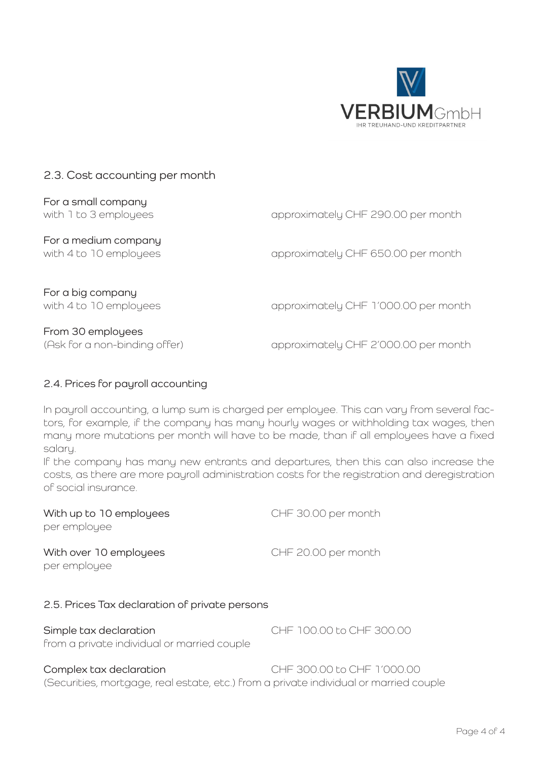VERBIUMGmbH
IHR TREUHAND-UND KREDITPARTNER

## 2.3. Cost accounting per month

| | |
|---|---|
| For a small company<br>with 1 to 3 employees | approximately CHF 290.00 per month |
| For a medium company<br>with 4 to 10 employees | approximately CHF 650.00 per month |
| For a big company<br>with 4 to 10 employees | approximately CHF 1'000.00 per month |
| From 30 employees<br>(Ask for a non-binding offer) | approximately CHF 2'000.00 per month |

## 2.4. Prices for payroll accounting

In payroll accounting, a lump sum is charged per employee. This can vary from several factors, for example, if the company has many hourly wages or withholding tax wages, then many more mutations per month will have to be made, than if all employees have a fixed salary.
If the company has many new entrants and departures, then this can also increase the costs, as there are more payroll administration costs for the registration and deregistration of social insurance.

| | |
|---|---|
| With up to 10 employees<br>per employee | CHF 30.00 per month |
| With over 10 employees<br>per employee | CHF 20.00 per month |

## 2.5. Prices Tax declaration of private persons

| | |
|---|---|
| Simple tax declaration<br>from a private individual or married couple | CHF 100.00 to CHF 300.00 |
| Complex tax declaration<br>(Securities, mortgage, real estate, etc.) from a private individual or married couple | CHF 300.00 to CHF 1'000.00 |